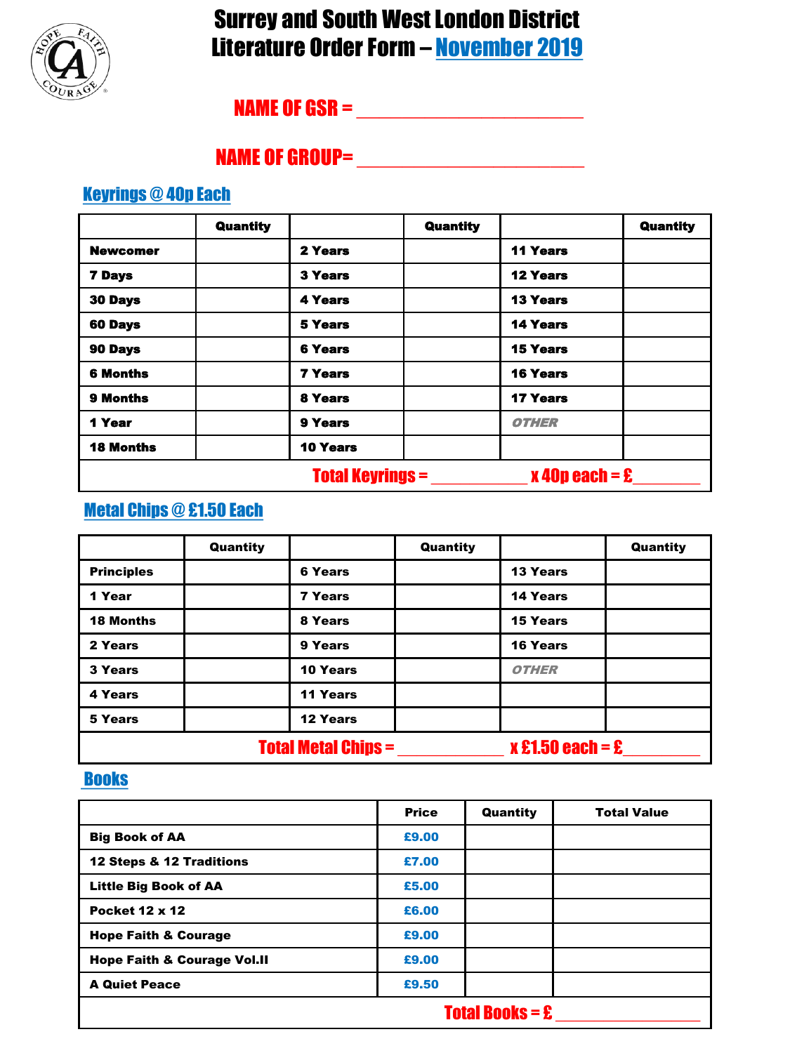# Surrey and South West London District Literature Order Form – November 2019

**NAME OF GSR = ______________________**

**NAME OF GROUP= ______________________**

## Keyrings @ 40p Each

| | Quantity | | Quantity | | Quantity |
|---|---|---|---|---|---|
| **Newcomer** | | **2 Years** | | **11 Years** | |
| **7 Days** | | **3 Years** | | **12 Years** | |
| **30 Days** | | **4 Years** | | **13 Years** | |
| **60 Days** | | **5 Years** | | **14 Years** | |
| **90 Days** | | **6 Years** | | **15 Years** | |
| **6 Months** | | **7 Years** | | **16 Years** | |
| **9 Months** | | **8 Years** | | **17 Years** | |
| **1 Year** | | **9 Years** | | ***OTHER*** | |
| **18 Months** | | **10 Years** | | | |

**Total Keyrings = __________ x 40p each = £________**

## Metal Chips @ £1.50 Each

| | Quantity | | Quantity | | Quantity |
|---|---|---|---|---|---|
| **Principles** | | **6 Years** | | **13 Years** | |
| **1 Year** | | **7 Years** | | **14 Years** | |
| **18 Months** | | **8 Years** | | **15 Years** | |
| **2 Years** | | **9 Years** | | **16 Years** | |
| **3 Years** | | **10 Years** | | ***OTHER*** | |
| **4 Years** | | **11 Years** | | | |
| **5 Years** | | **12 Years** | | | |

**Total Metal Chips = __________ x £1.50 each = £________**

## Books

| | Price | Quantity | Total Value |
|---|---|---|---|
| **Big Book of AA** | £9.00 | | |
| **12 Steps & 12 Traditions** | £7.00 | | |
| **Little Big Book of AA** | £5.00 | | |
| **Pocket 12 x 12** | £6.00 | | |
| **Hope Faith & Courage** | £9.00 | | |
| **Hope Faith & Courage Vol.II** | £9.00 | | |
| **A Quiet Peace** | £9.50 | | |

**Total Books = £ ______________**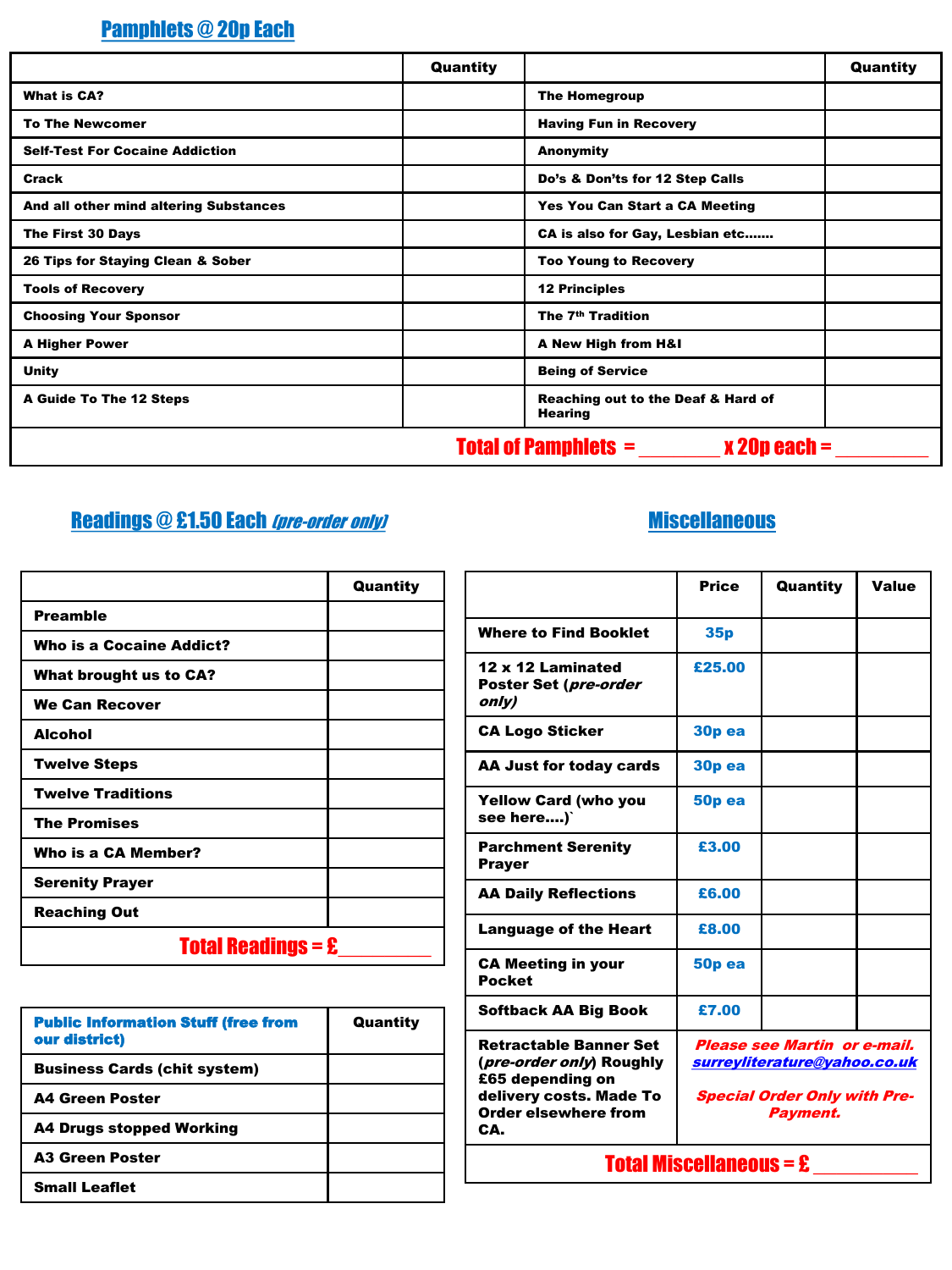## Pamphlets @ 20p Each

| | Quantity | | Quantity |
|---|---|---|---|
| **What is CA?** | | **The Homegroup** | |
| **To The Newcomer** | | **Having Fun in Recovery** | |
| **Self-Test For Cocaine Addiction** | | **Anonymity** | |
| **Crack** | | **Do's & Don'ts for 12 Step Calls** | |
| **And all other mind altering Substances** | | **Yes You Can Start a CA Meeting** | |
| **The First 30 Days** | | **CA is also for Gay, Lesbian etc.......** | |
| **26 Tips for Staying Clean & Sober** | | **Too Young to Recovery** | |
| **Tools of Recovery** | | **12 Principles** | |
| **Choosing Your Sponsor** | | **The 7th Tradition** | |
| **A Higher Power** | | **A New High from H&I** | |
| **Unity** | | **Being of Service** | |
| **A Guide To The 12 Steps** | | **Reaching out to the Deaf & Hard of Hearing** | |

**Total of Pamphlets = ________ x 20p each = __________**

## Readings @ £1.50 Each *(pre-order only)*

| | Quantity |
|---|---|
| **Preamble** | |
| **Who is a Cocaine Addict?** | |
| **What brought us to CA?** | |
| **We Can Recover** | |
| **Alcohol** | |
| **Twelve Steps** | |
| **Twelve Traditions** | |
| **The Promises** | |
| **Who is a CA Member?** | |
| **Serenity Prayer** | |
| **Reaching Out** | |

**Total Readings = £__________**

| **Public Information Stuff (free from our district)** | Quantity |
|---|---|
| **Business Cards (chit system)** | |
| **A4 Green Poster** | |
| **A4 Drugs stopped Working** | |
| **A3 Green Poster** | |
| **Small Leaflet** | |

## Miscellaneous

| | Price | Quantity | Value |
|---|---|---|---|
| **Where to Find Booklet** | 35p | | |
| **12 x 12 Laminated Poster Set (*pre-order only)*** | £25.00 | | |
| **CA Logo Sticker** | 30p ea | | |
| **AA Just for today cards** | 30p ea | | |
| **Yellow Card (who you see here....)`** | 50p ea | | |
| **Parchment Serenity Prayer** | £3.00 | | |
| **AA Daily Reflections** | £6.00 | | |
| **Language of the Heart** | £8.00 | | |
| **CA Meeting in your Pocket** | 50p ea | | |
| **Softback AA Big Book** | £7.00 | | |
| **Retractable Banner Set (*pre-order only*) Roughly £65 depending on delivery costs. Made To Order elsewhere from CA.** | *Please see Martin or e-mail. surreyliterature@yahoo.co.uk* *Special Order Only with Pre-Payment.* | | |

**Total Miscellaneous = £ ___________**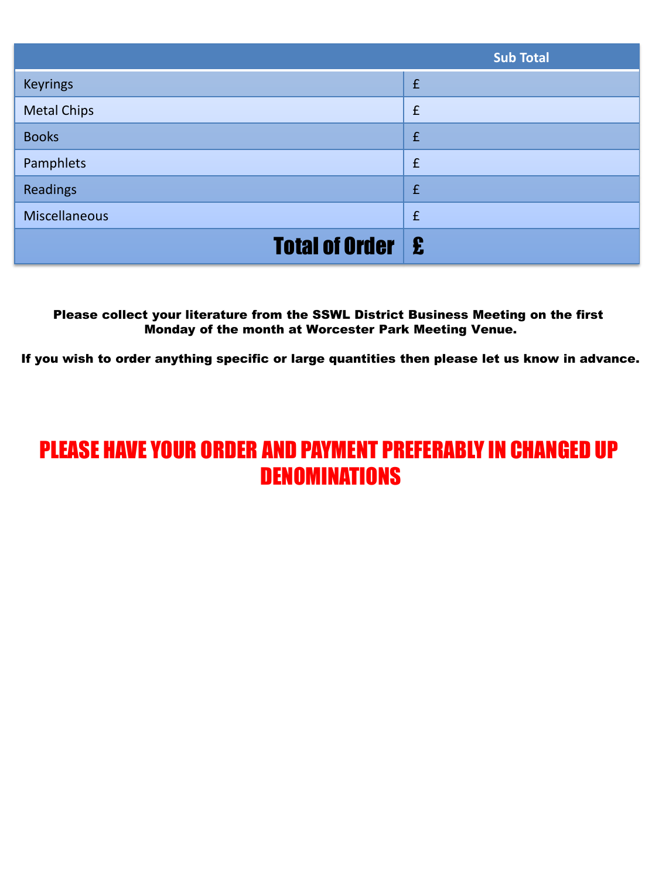| | Sub Total |
|---|---|
| Keyrings | £ |
| Metal Chips | £ |
| Books | £ |
| Pamphlets | £ |
| Readings | £ |
| Miscellaneous | £ |
| **Total of Order** | **£** |

**Please collect your literature from the SSWL District Business Meeting on the first Monday of the month at Worcester Park Meeting Venue.**

**If you wish to order anything specific or large quantities then please let us know in advance.**

**PLEASE HAVE YOUR ORDER AND PAYMENT PREFERABLY IN CHANGED UP DENOMINATIONS**